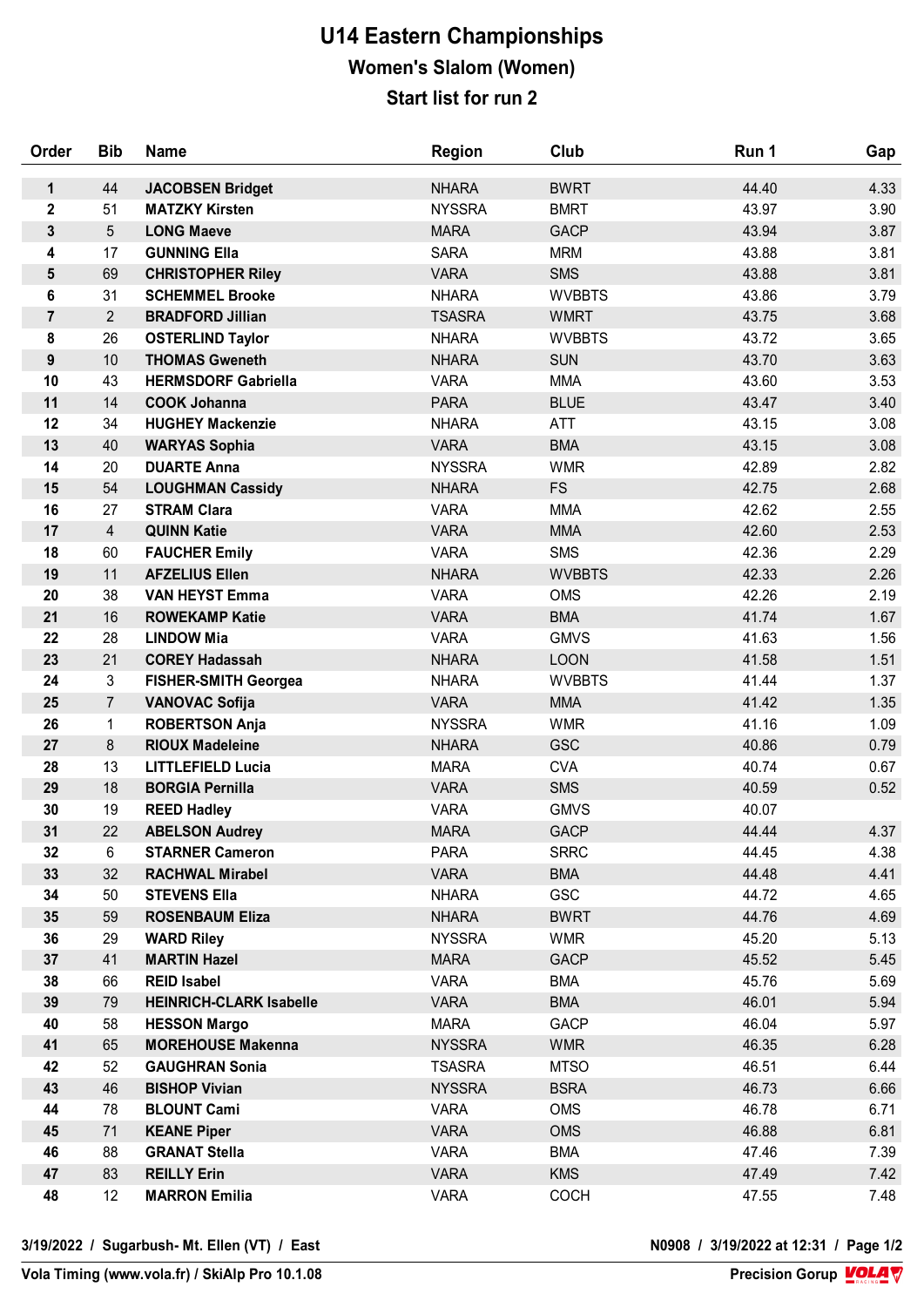# U14 Eastern Championships

## Women's Slalom (Women)

## Start list for run 2

| Order | Bib | Name | Region | Club | Run 1 | Gap |
|---|---|---|---|---|---|---|
| 1 | 44 | **JACOBSEN Bridget** | NHARA | BWRT | 44.40 | 4.33 |
| 2 | 51 | **MATZKY Kirsten** | NYSSRA | BMRT | 43.97 | 3.90 |
| 3 | 5 | **LONG Maeve** | MARA | GACP | 43.94 | 3.87 |
| 4 | 17 | **GUNNING Ella** | SARA | MRM | 43.88 | 3.81 |
| 5 | 69 | **CHRISTOPHER Riley** | VARA | SMS | 43.88 | 3.81 |
| 6 | 31 | **SCHEMMEL Brooke** | NHARA | WVBBTS | 43.86 | 3.79 |
| 7 | 2 | **BRADFORD Jillian** | TSASRA | WMRT | 43.75 | 3.68 |
| 8 | 26 | **OSTERLIND Taylor** | NHARA | WVBBTS | 43.72 | 3.65 |
| 9 | 10 | **THOMAS Gweneth** | NHARA | SUN | 43.70 | 3.63 |
| 10 | 43 | **HERMSDORF Gabriella** | VARA | MMA | 43.60 | 3.53 |
| 11 | 14 | **COOK Johanna** | PARA | BLUE | 43.47 | 3.40 |
| 12 | 34 | **HUGHEY Mackenzie** | NHARA | ATT | 43.15 | 3.08 |
| 13 | 40 | **WARYAS Sophia** | VARA | BMA | 43.15 | 3.08 |
| 14 | 20 | **DUARTE Anna** | NYSSRA | WMR | 42.89 | 2.82 |
| 15 | 54 | **LOUGHMAN Cassidy** | NHARA | FS | 42.75 | 2.68 |
| 16 | 27 | **STRAM Clara** | VARA | MMA | 42.62 | 2.55 |
| 17 | 4 | **QUINN Katie** | VARA | MMA | 42.60 | 2.53 |
| 18 | 60 | **FAUCHER Emily** | VARA | SMS | 42.36 | 2.29 |
| 19 | 11 | **AFZELIUS Ellen** | NHARA | WVBBTS | 42.33 | 2.26 |
| 20 | 38 | **VAN HEYST Emma** | VARA | OMS | 42.26 | 2.19 |
| 21 | 16 | **ROWEKAMP Katie** | VARA | BMA | 41.74 | 1.67 |
| 22 | 28 | **LINDOW Mia** | VARA | GMVS | 41.63 | 1.56 |
| 23 | 21 | **COREY Hadassah** | NHARA | LOON | 41.58 | 1.51 |
| 24 | 3 | **FISHER-SMITH Georgea** | NHARA | WVBBTS | 41.44 | 1.37 |
| 25 | 7 | **VANOVAC Sofija** | VARA | MMA | 41.42 | 1.35 |
| 26 | 1 | **ROBERTSON Anja** | NYSSRA | WMR | 41.16 | 1.09 |
| 27 | 8 | **RIOUX Madeleine** | NHARA | GSC | 40.86 | 0.79 |
| 28 | 13 | **LITTLEFIELD Lucia** | MARA | CVA | 40.74 | 0.67 |
| 29 | 18 | **BORGIA Pernilla** | VARA | SMS | 40.59 | 0.52 |
| 30 | 19 | **REED Hadley** | VARA | GMVS | 40.07 | |
| 31 | 22 | **ABELSON Audrey** | MARA | GACP | 44.44 | 4.37 |
| 32 | 6 | **STARNER Cameron** | PARA | SRRC | 44.45 | 4.38 |
| 33 | 32 | **RACHWAL Mirabel** | VARA | BMA | 44.48 | 4.41 |
| 34 | 50 | **STEVENS Ella** | NHARA | GSC | 44.72 | 4.65 |
| 35 | 59 | **ROSENBAUM Eliza** | NHARA | BWRT | 44.76 | 4.69 |
| 36 | 29 | **WARD Riley** | NYSSRA | WMR | 45.20 | 5.13 |
| 37 | 41 | **MARTIN Hazel** | MARA | GACP | 45.52 | 5.45 |
| 38 | 66 | **REID Isabel** | VARA | BMA | 45.76 | 5.69 |
| 39 | 79 | **HEINRICH-CLARK Isabelle** | VARA | BMA | 46.01 | 5.94 |
| 40 | 58 | **HESSON Margo** | MARA | GACP | 46.04 | 5.97 |
| 41 | 65 | **MOREHOUSE Makenna** | NYSSRA | WMR | 46.35 | 6.28 |
| 42 | 52 | **GAUGHRAN Sonia** | TSASRA | MTSO | 46.51 | 6.44 |
| 43 | 46 | **BISHOP Vivian** | NYSSRA | BSRA | 46.73 | 6.66 |
| 44 | 78 | **BLOUNT Cami** | VARA | OMS | 46.78 | 6.71 |
| 45 | 71 | **KEANE Piper** | VARA | OMS | 46.88 | 6.81 |
| 46 | 88 | **GRANAT Stella** | VARA | BMA | 47.46 | 7.39 |
| 47 | 83 | **REILLY Erin** | VARA | KMS | 47.49 | 7.42 |
| 48 | 12 | **MARRON Emilia** | VARA | COCH | 47.55 | 7.48 |

3/19/2022 / Sugarbush- Mt. Ellen (VT) / East

N0908 / 3/19/2022 at 12:31

Vola Timing (www.vola.fr) / SkiAlp Pro 10.1.08

Precision Grou p VOLA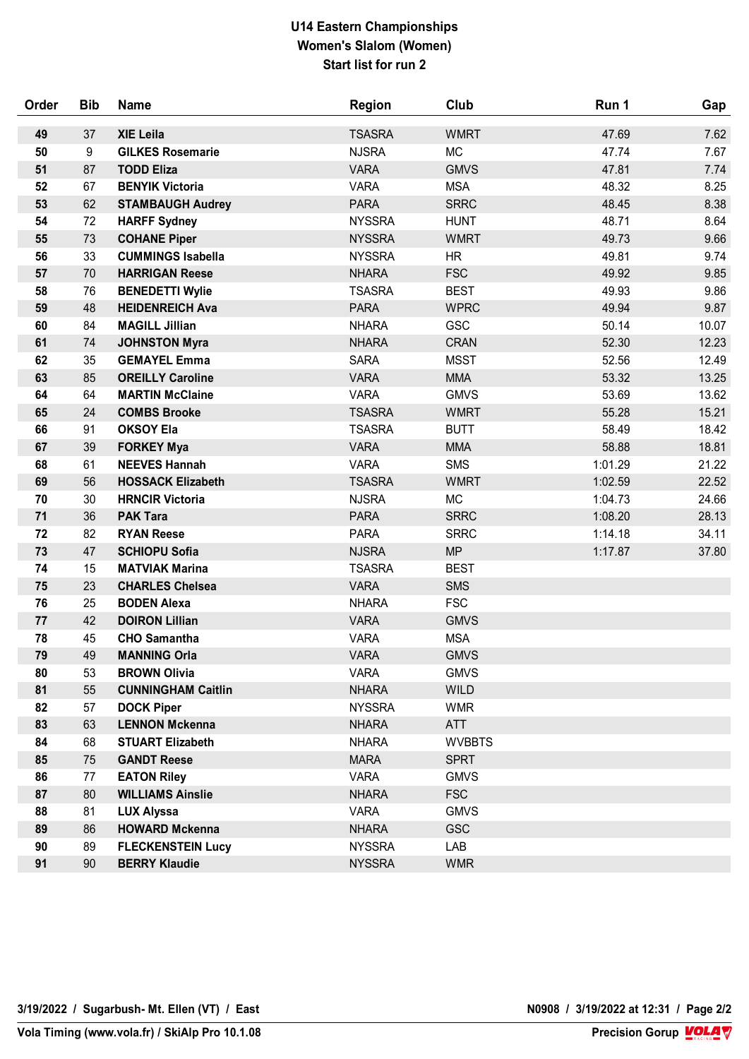# U14 Eastern Championships
## Women's Slalom (Women)
### Start list for run 2

| Order | Bib | Name | Region | Club | Run 1 | Gap |
|---|---|---|---|---|---|---|
| 49 | 37 | XIE Leila | TSASRA | WMRT | 47.69 | 7.62 |
| 50 | 9 | GILKES Rosemarie | NJSRA | MC | 47.74 | 7.67 |
| 51 | 87 | TODD Eliza | VARA | GMVS | 47.81 | 7.74 |
| 52 | 67 | BENYIK Victoria | VARA | MSA | 48.32 | 8.25 |
| 53 | 62 | STAMBAUGH Audrey | PARA | SRRC | 48.45 | 8.38 |
| 54 | 72 | HARFF Sydney | NYSSRA | HUNT | 48.71 | 8.64 |
| 55 | 73 | COHANE Piper | NYSSRA | WMRT | 49.73 | 9.66 |
| 56 | 33 | CUMMINGS Isabella | NYSSRA | HR | 49.81 | 9.74 |
| 57 | 70 | HARRIGAN Reese | NHARA | FSC | 49.92 | 9.85 |
| 58 | 76 | BENEDETTI Wylie | TSASRA | BEST | 49.93 | 9.86 |
| 59 | 48 | HEIDENREICH Ava | PARA | WPRC | 49.94 | 9.87 |
| 60 | 84 | MAGILL Jillian | NHARA | GSC | 50.14 | 10.07 |
| 61 | 74 | JOHNSTON Myra | NHARA | CRAN | 52.30 | 12.23 |
| 62 | 35 | GEMAYEL Emma | SARA | MSST | 52.56 | 12.49 |
| 63 | 85 | OREILLY Caroline | VARA | MMA | 53.32 | 13.25 |
| 64 | 64 | MARTIN McClaine | VARA | GMVS | 53.69 | 13.62 |
| 65 | 24 | COMBS Brooke | TSASRA | WMRT | 55.28 | 15.21 |
| 66 | 91 | OKSOY Ela | TSASRA | BUTT | 58.49 | 18.42 |
| 67 | 39 | FORKEY Mya | VARA | MMA | 58.88 | 18.81 |
| 68 | 61 | NEEVES Hannah | VARA | SMS | 1:01.29 | 21.22 |
| 69 | 56 | HOSSACK Elizabeth | TSASRA | WMRT | 1:02.59 | 22.52 |
| 70 | 30 | HRNCIR Victoria | NJSRA | MC | 1:04.73 | 24.66 |
| 71 | 36 | PAK Tara | PARA | SRRC | 1:08.20 | 28.13 |
| 72 | 82 | RYAN Reese | PARA | SRRC | 1:14.18 | 34.11 |
| 73 | 47 | SCHIOPU Sofia | NJSRA | MP | 1:17.87 | 37.80 |
| 74 | 15 | MATVIAK Marina | TSASRA | BEST | | |
| 75 | 23 | CHARLES Chelsea | VARA | SMS | | |
| 76 | 25 | BODEN Alexa | NHARA | FSC | | |
| 77 | 42 | DOIRON Lillian | VARA | GMVS | | |
| 78 | 45 | CHO Samantha | VARA | MSA | | |
| 79 | 49 | MANNING Orla | VARA | GMVS | | |
| 80 | 53 | BROWN Olivia | VARA | GMVS | | |
| 81 | 55 | CUNNINGHAM Caitlin | NHARA | WILD | | |
| 82 | 57 | DOCK Piper | NYSSRA | WMR | | |
| 83 | 63 | LENNON Mckenna | NHARA | ATT | | |
| 84 | 68 | STUART Elizabeth | NHARA | WVBBTS | | |
| 85 | 75 | GANDT Reese | MARA | SPRT | | |
| 86 | 77 | EATON Riley | VARA | GMVS | | |
| 87 | 80 | WILLIAMS Ainslie | NHARA | FSC | | |
| 88 | 81 | LUX Alyssa | VARA | GMVS | | |
| 89 | 86 | HOWARD Mckenna | NHARA | GSC | | |
| 90 | 89 | FLECKENSTEIN Lucy | NYSSRA | LAB | | |
| 91 | 90 | BERRY Klaudie | NYSSRA | WMR | | |

3/19/2022 / Sugarbush- Mt. Ellen (VT) / East

N0908 / 3/19/2022 at 12:31

Vola Timing (www.vola.fr) / SkiAlp Pro 10.1.08

Precision Grupo